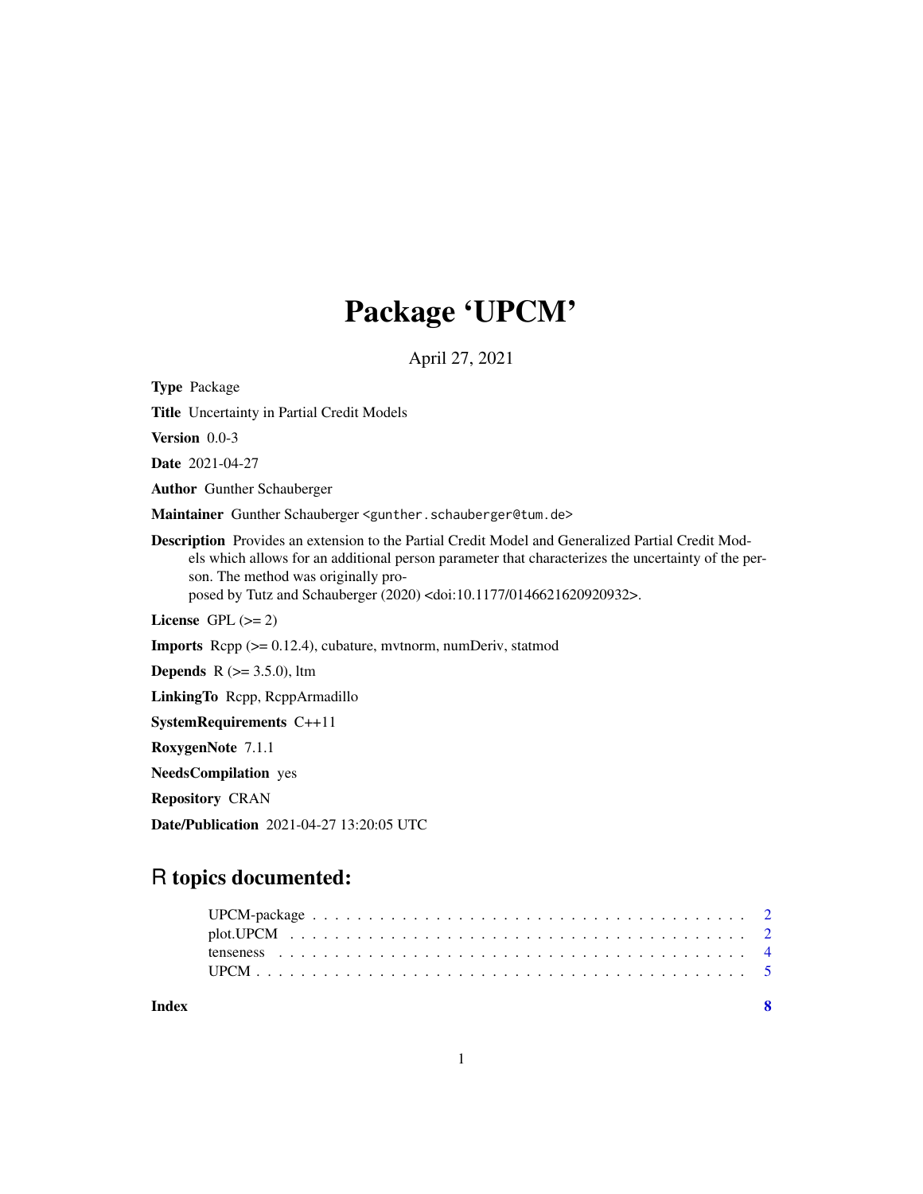# Package 'UPCM'

April 27, 2021

**Type** Package

**Title** Uncertainty in Partial Credit Models

**Version** 0.0-3

**Date** 2021-04-27

**Author** Gunther Schauberger

**Maintainer** Gunther Schauberger <gunther.schauberger@tum.de>

**Description** Provides an extension to the Partial Credit Model and Generalized Partial Credit Models which allows for an additional person parameter that characterizes the uncertainty of the person. The method was originally proposed by Tutz and Schauberger (2020) <doi:10.1177/0146621620920932>.

**License** GPL (>= 2)

**Imports** Rcpp (>= 0.12.4), cubature, mvtnorm, numDeriv, statmod

**Depends** R (>= 3.5.0), ltm

**LinkingTo** Rcpp, RcppArmadillo

**SystemRequirements** C++11

**RoxygenNote** 7.1.1

**NeedsCompilation** yes

**Repository** CRAN

**Date/Publication** 2021-04-27 13:20:05 UTC

## R topics documented:

| | |
|---|---|
| UPCM-package | 2 |
| plot.UPCM | 2 |
| tenseness | 4 |
| UPCM | 5 |
| **Index** | **8** |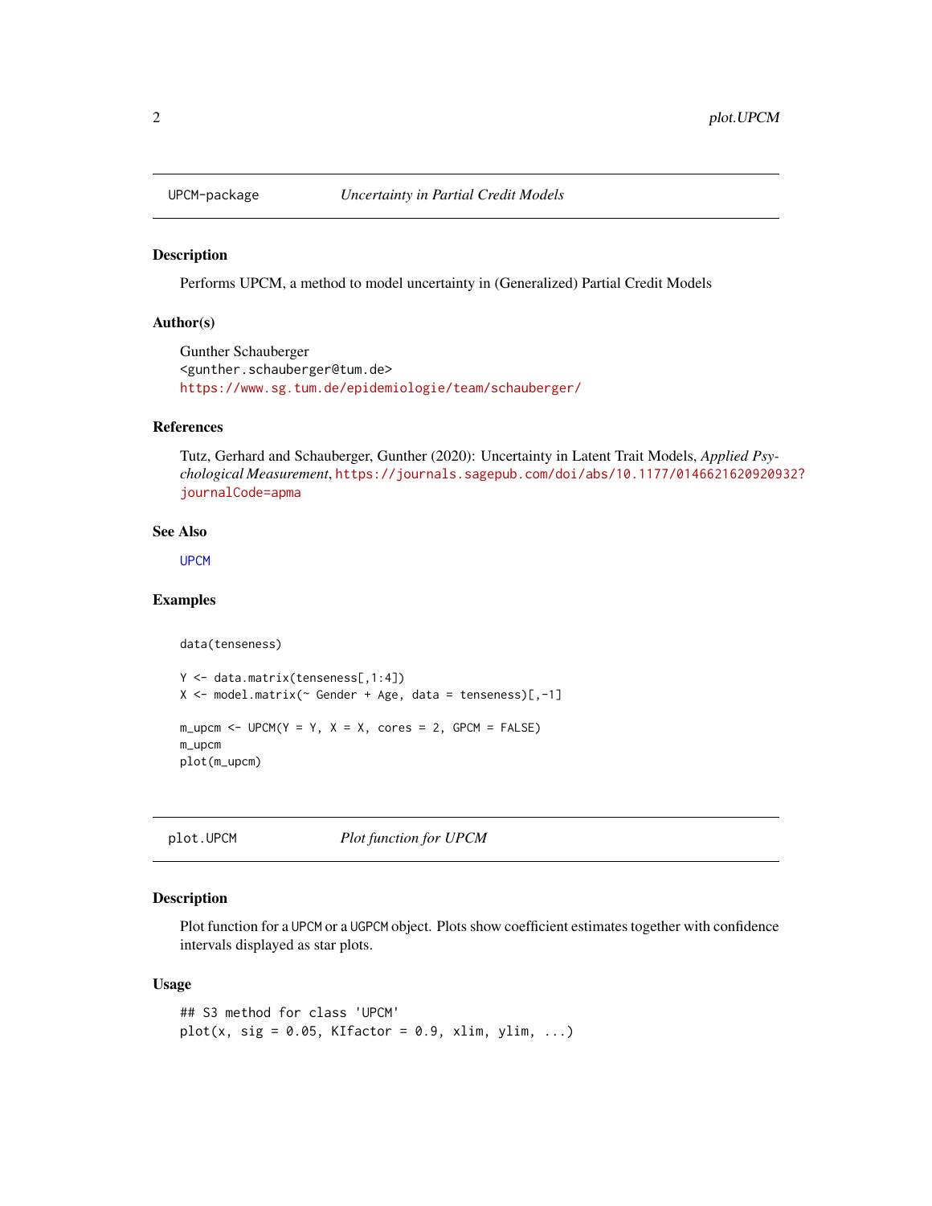## UPCM-package — *Uncertainty in Partial Credit Models*

### Description

Performs UPCM, a method to model uncertainty in (Generalized) Partial Credit Models

### Author(s)

Gunther Schauberger
<gunther.schauberger@tum.de>
https://www.sg.tum.de/epidemiologie/team/schauberger/

### References

Tutz, Gerhard and Schauberger, Gunther (2020): Uncertainty in Latent Trait Models, *Applied Psychological Measurement*, https://journals.sagepub.com/doi/abs/10.1177/0146621620920932?journalCode=apma

### See Also

UPCM

### Examples

```
data(tenseness)

Y <- data.matrix(tenseness[,1:4])
X <- model.matrix(~ Gender + Age, data = tenseness)[,-1]

m_upcm <- UPCM(Y = Y, X = X, cores = 2, GPCM = FALSE)
m_upcm
plot(m_upcm)
```

## plot.UPCM — *Plot function for UPCM*

### Description

Plot function for a UPCM or a UGPCM object. Plots show coefficient estimates together with confidence intervals displayed as star plots.

### Usage

```
## S3 method for class 'UPCM'
plot(x, sig = 0.05, KIfactor = 0.9, xlim, ylim, ...)
```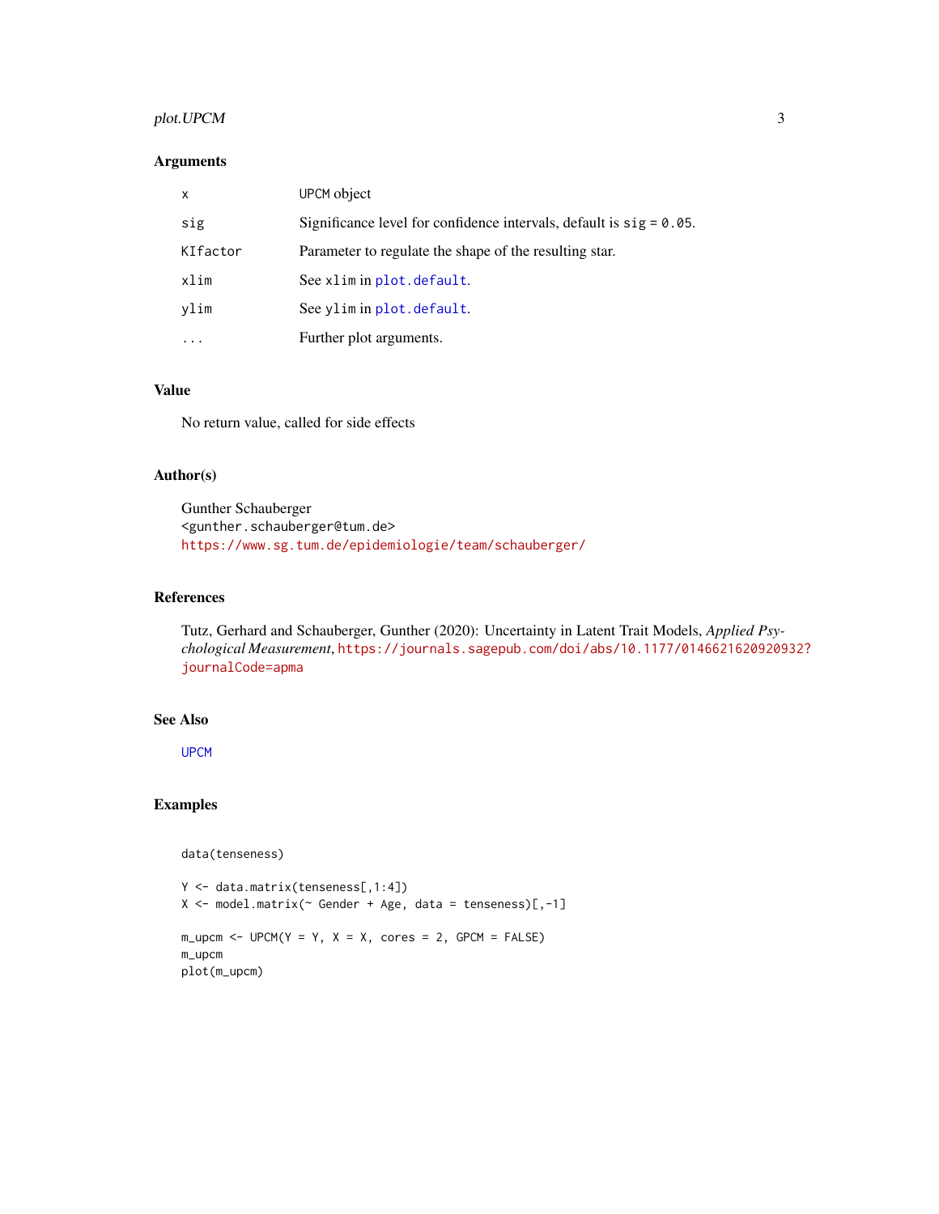## Arguments

| | |
|---|---|
| `x` | `UPCM` object |
| `sig` | Significance level for confidence intervals, default is `sig = 0.05`. |
| `KIfactor` | Parameter to regulate the shape of the resulting star. |
| `xlim` | See `xlim` in `plot.default`. |
| `ylim` | See `ylim` in `plot.default`. |
| `...` | Further plot arguments. |

## Value

No return value, called for side effects

## Author(s)

Gunther Schauberger
<gunther.schauberger@tum.de>
https://www.sg.tum.de/epidemiologie/team/schauberger/

## References

Tutz, Gerhard and Schauberger, Gunther (2020): Uncertainty in Latent Trait Models, *Applied Psychological Measurement*, https://journals.sagepub.com/doi/abs/10.1177/0146621620920932?journalCode=apma

## See Also

UPCM

## Examples

```
data(tenseness)

Y <- data.matrix(tenseness[,1:4])
X <- model.matrix(~ Gender + Age, data = tenseness)[,-1]

m_upcm <- UPCM(Y = Y, X = X, cores = 2, GPCM = FALSE)
m_upcm
plot(m_upcm)
```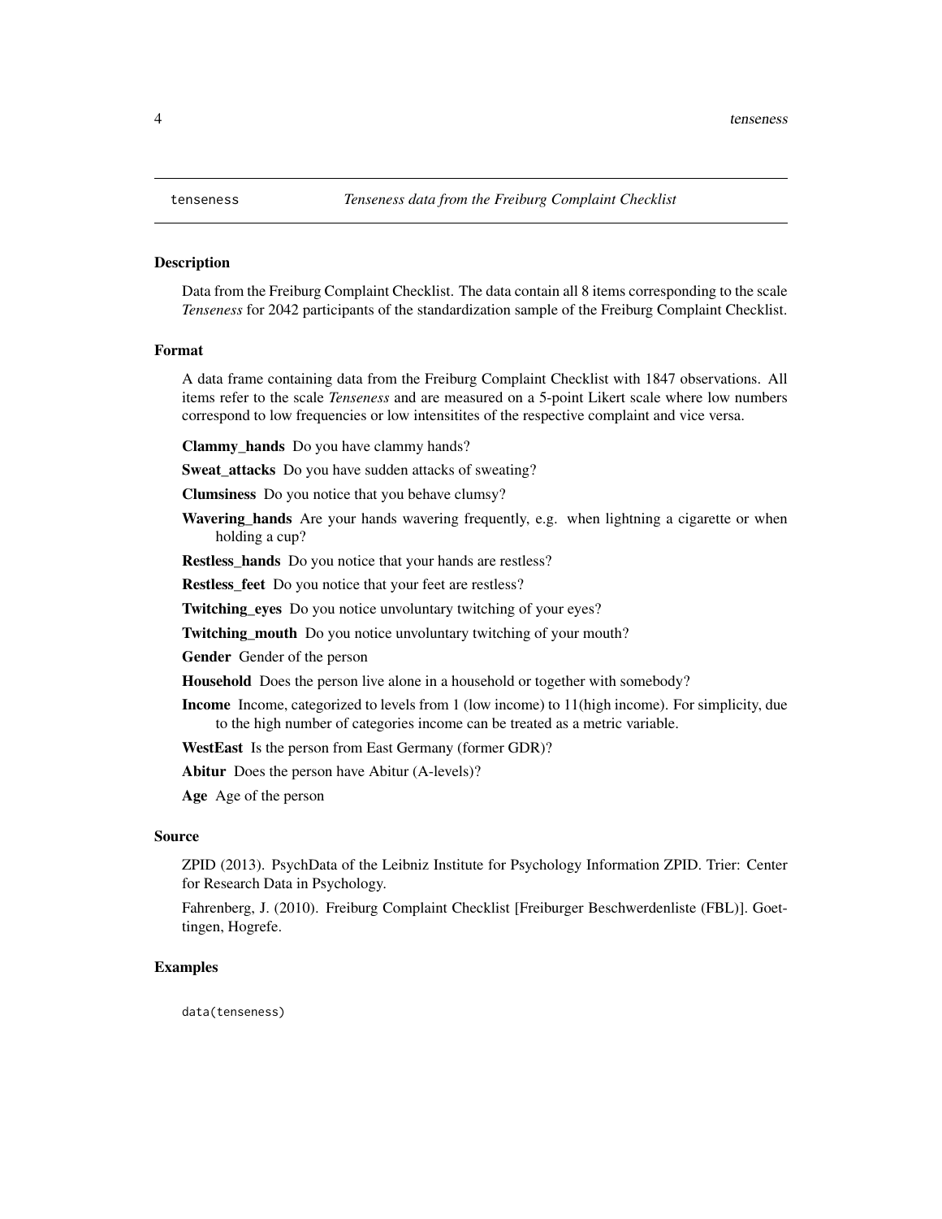## tenseness *Tenseness data from the Freiburg Complaint Checklist*

### Description

Data from the Freiburg Complaint Checklist. The data contain all 8 items corresponding to the scale *Tenseness* for 2042 participants of the standardization sample of the Freiburg Complaint Checklist.

### Format

A data frame containing data from the Freiburg Complaint Checklist with 1847 observations. All items refer to the scale *Tenseness* and are measured on a 5-point Likert scale where low numbers correspond to low frequencies or low intensitites of the respective complaint and vice versa.

**Clammy_hands** Do you have clammy hands?

**Sweat_attacks** Do you have sudden attacks of sweating?

**Clumsiness** Do you notice that you behave clumsy?

**Wavering_hands** Are your hands wavering frequently, e.g. when lightning a cigarette or when holding a cup?

**Restless_hands** Do you notice that your hands are restless?

**Restless_feet** Do you notice that your feet are restless?

**Twitching_eyes** Do you notice unvoluntary twitching of your eyes?

**Twitching_mouth** Do you notice unvoluntary twitching of your mouth?

**Gender** Gender of the person

**Household** Does the person live alone in a household or together with somebody?

**Income** Income, categorized to levels from 1 (low income) to 11(high income). For simplicity, due to the high number of categories income can be treated as a metric variable.

**WestEast** Is the person from East Germany (former GDR)?

**Abitur** Does the person have Abitur (A-levels)?

**Age** Age of the person

### Source

ZPID (2013). PsychData of the Leibniz Institute for Psychology Information ZPID. Trier: Center for Research Data in Psychology.

Fahrenberg, J. (2010). Freiburg Complaint Checklist [Freiburger Beschwerdenliste (FBL)]. Goettingen, Hogrefe.

### Examples

```
data(tenseness)
```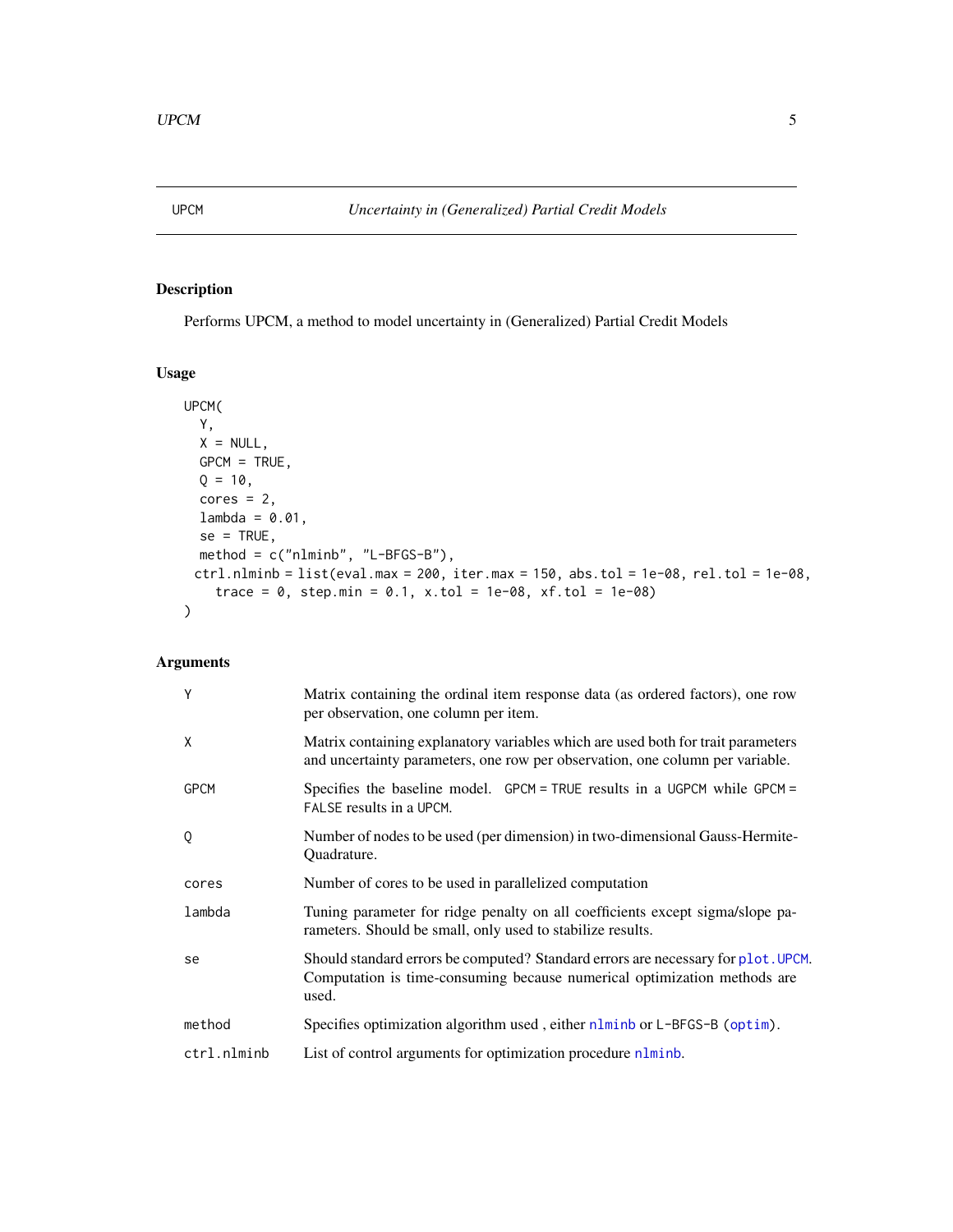# UPCM — *Uncertainty in (Generalized) Partial Credit Models*

## Description

Performs UPCM, a method to model uncertainty in (Generalized) Partial Credit Models

## Usage

```
UPCM(
  Y,
  X = NULL,
  GPCM = TRUE,
  Q = 10,
  cores = 2,
  lambda = 0.01,
  se = TRUE,
  method = c("nlminb", "L-BFGS-B"),
 ctrl.nlminb = list(eval.max = 200, iter.max = 150, abs.tol = 1e-08, rel.tol = 1e-08,
    trace = 0, step.min = 0.1, x.tol = 1e-08, xf.tol = 1e-08)
)
```

## Arguments

| Argument | Description |
|---|---|
| `Y` | Matrix containing the ordinal item response data (as ordered factors), one row per observation, one column per item. |
| `X` | Matrix containing explanatory variables which are used both for trait parameters and uncertainty parameters, one row per observation, one column per variable. |
| `GPCM` | Specifies the baseline model. `GPCM = TRUE` results in a `UGPCM` while `GPCM = FALSE` results in a `UPCM`. |
| `Q` | Number of nodes to be used (per dimension) in two-dimensional Gauss-Hermite-Quadrature. |
| `cores` | Number of cores to be used in parallelized computation |
| `lambda` | Tuning parameter for ridge penalty on all coefficients except sigma/slope parameters. Should be small, only used to stabilize results. |
| `se` | Should standard errors be computed? Standard errors are necessary for `plot.UPCM`. Computation is time-consuming because numerical optimization methods are used. |
| `method` | Specifies optimization algorithm used , either `nlminb` or `L-BFGS-B` (`optim`). |
| `ctrl.nlminb` | List of control arguments for optimization procedure `nlminb`. |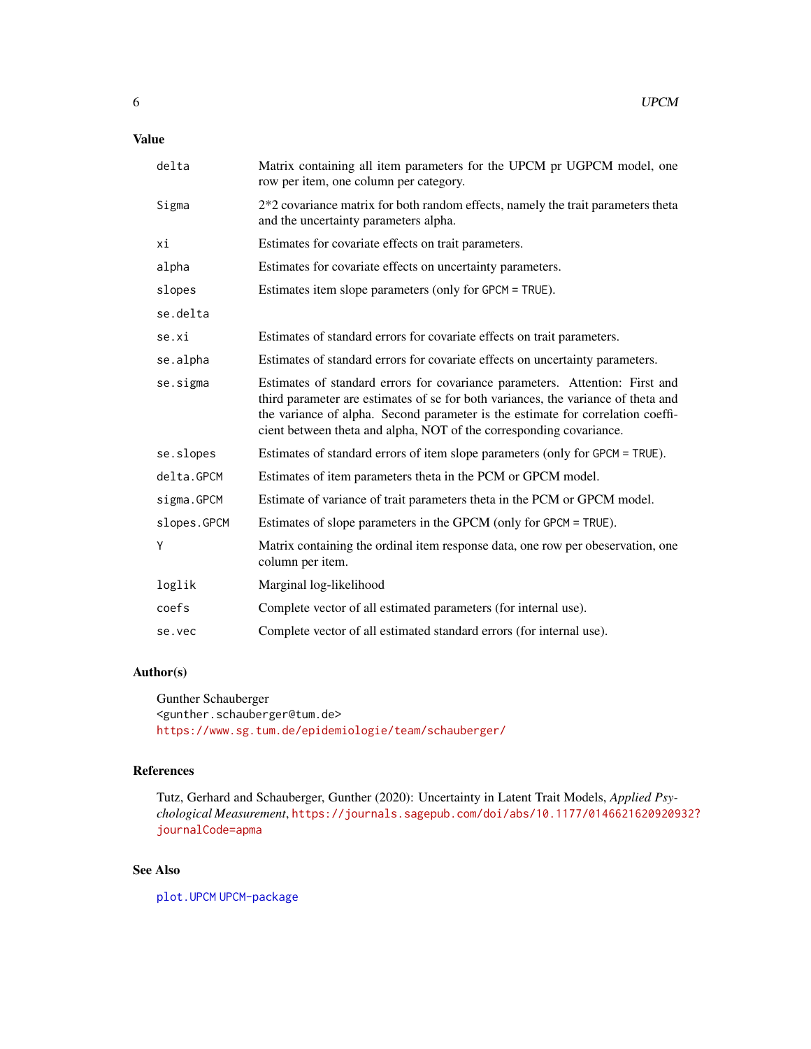## Value

| | |
|---|---|
| `delta` | Matrix containing all item parameters for the UPCM pr UGPCM model, one row per item, one column per category. |
| `Sigma` | 2*2 covariance matrix for both random effects, namely the trait parameters theta and the uncertainty parameters alpha. |
| `xi` | Estimates for covariate effects on trait parameters. |
| `alpha` | Estimates for covariate effects on uncertainty parameters. |
| `slopes` | Estimates item slope parameters (only for `GPCM = TRUE`). |
| `se.delta` | |
| `se.xi` | Estimates of standard errors for covariate effects on trait parameters. |
| `se.alpha` | Estimates of standard errors for covariate effects on uncertainty parameters. |
| `se.sigma` | Estimates of standard errors for covariance parameters. Attention: First and third parameter are estimates of se for both variances, the variance of theta and the variance of alpha. Second parameter is the estimate for correlation coefficient between theta and alpha, NOT of the corresponding covariance. |
| `se.slopes` | Estimates of standard errors of item slope parameters (only for `GPCM = TRUE`). |
| `delta.GPCM` | Estimates of item parameters theta in the PCM or GPCM model. |
| `sigma.GPCM` | Estimate of variance of trait parameters theta in the PCM or GPCM model. |
| `slopes.GPCM` | Estimates of slope parameters in the GPCM (only for `GPCM = TRUE`). |
| `Y` | Matrix containing the ordinal item response data, one row per obeservation, one column per item. |
| `loglik` | Marginal log-likelihood |
| `coefs` | Complete vector of all estimated parameters (for internal use). |
| `se.vec` | Complete vector of all estimated standard errors (for internal use). |

## Author(s)

Gunther Schauberger
<gunther.schauberger@tum.de>
https://www.sg.tum.de/epidemiologie/team/schauberger/

## References

Tutz, Gerhard and Schauberger, Gunther (2020): Uncertainty in Latent Trait Models, *Applied Psychological Measurement*, https://journals.sagepub.com/doi/abs/10.1177/0146621620920932?journalCode=apma

## See Also

plot.UPCM UPCM-package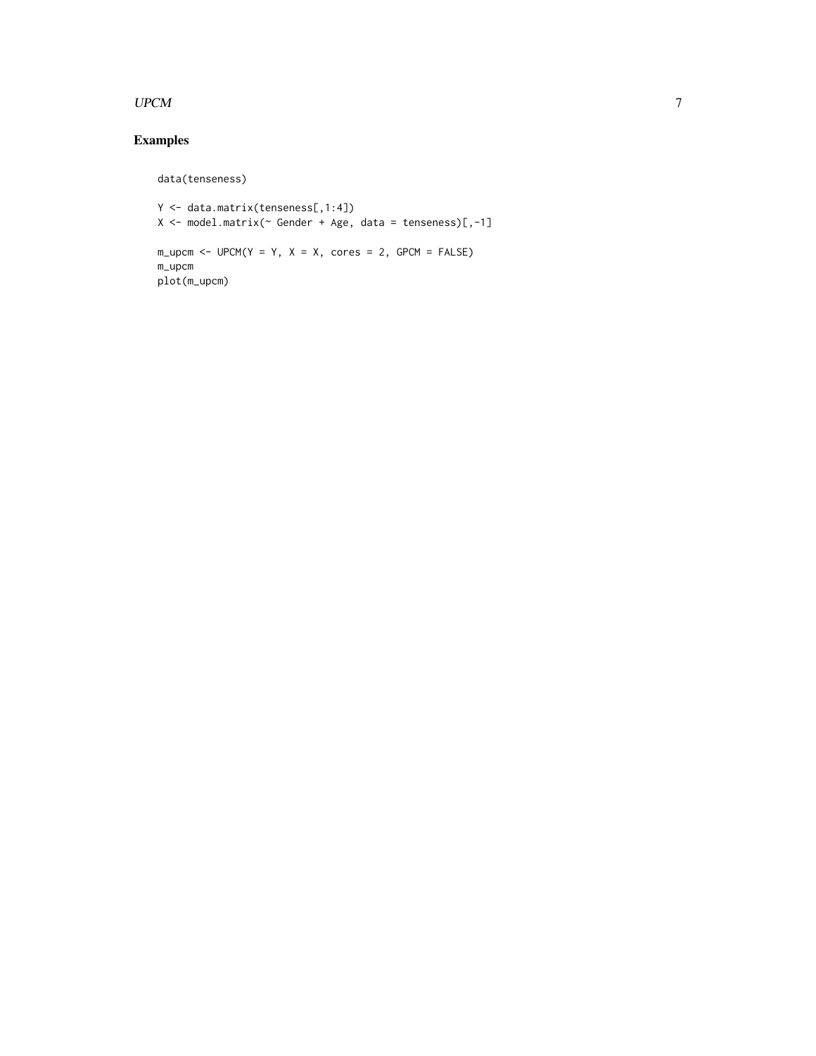## Examples

```
data(tenseness)

Y <- data.matrix(tenseness[,1:4])
X <- model.matrix(~ Gender + Age, data = tenseness)[,-1]

m_upcm <- UPCM(Y = Y, X = X, cores = 2, GPCM = FALSE)
m_upcm
plot(m_upcm)
```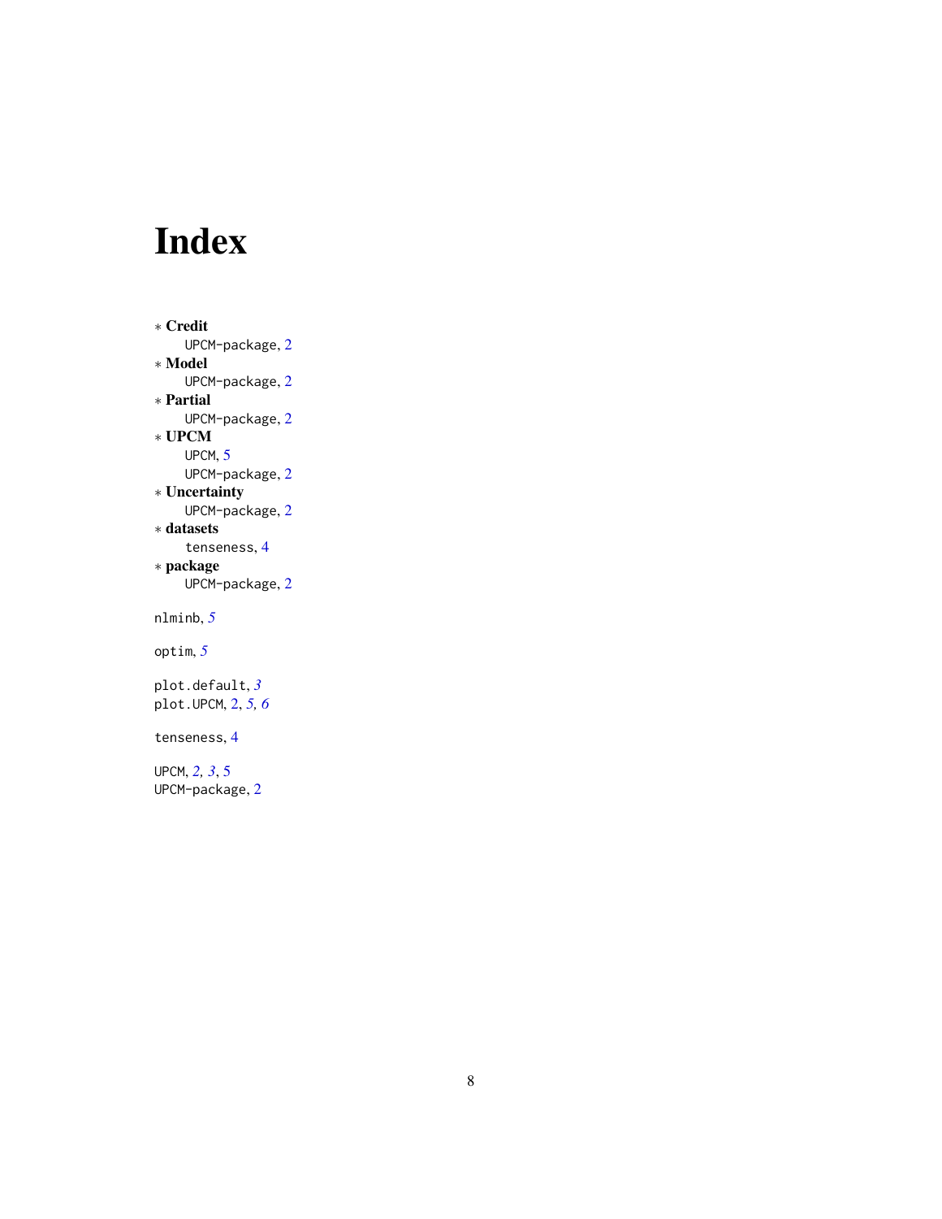# Index

∗ **Credit**
  UPCM-package, 2
∗ **Model**
  UPCM-package, 2
∗ **Partial**
  UPCM-package, 2
∗ **UPCM**
  UPCM, 5
  UPCM-package, 2
∗ **Uncertainty**
  UPCM-package, 2
∗ **datasets**
  tenseness, 4
∗ **package**
  UPCM-package, 2

nlminb, *5*

optim, *5*

plot.default, *3*
plot.UPCM, 2, *5, 6*

tenseness, 4

UPCM, *2, 3*, 5
UPCM-package, 2